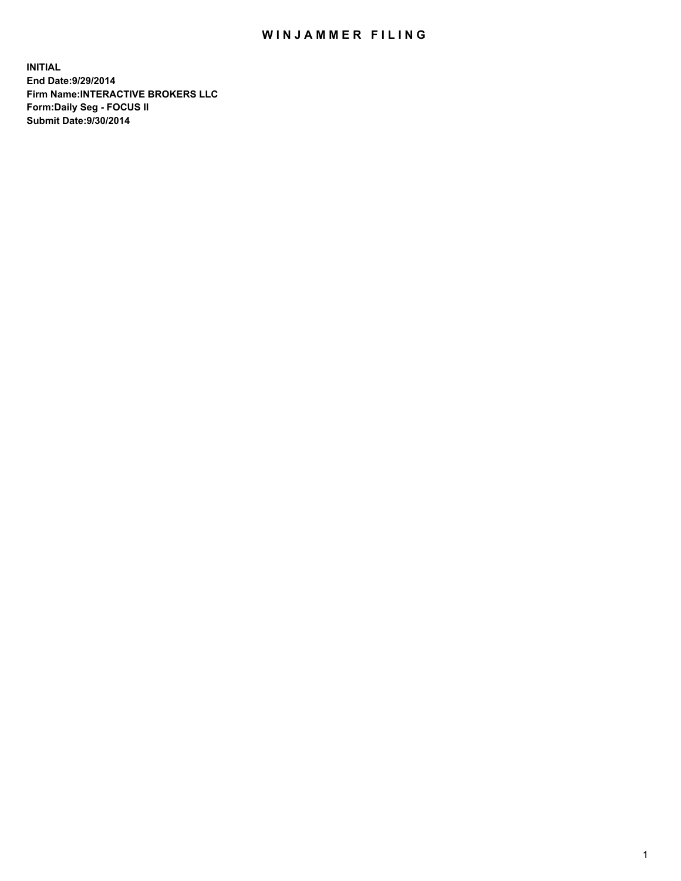# WINJAMMER FILING

**INITIAL**
**End Date:9/29/2014**
**Firm Name:INTERACTIVE BROKERS LLC**
**Form:Daily Seg - FOCUS II**
**Submit Date:9/30/2014**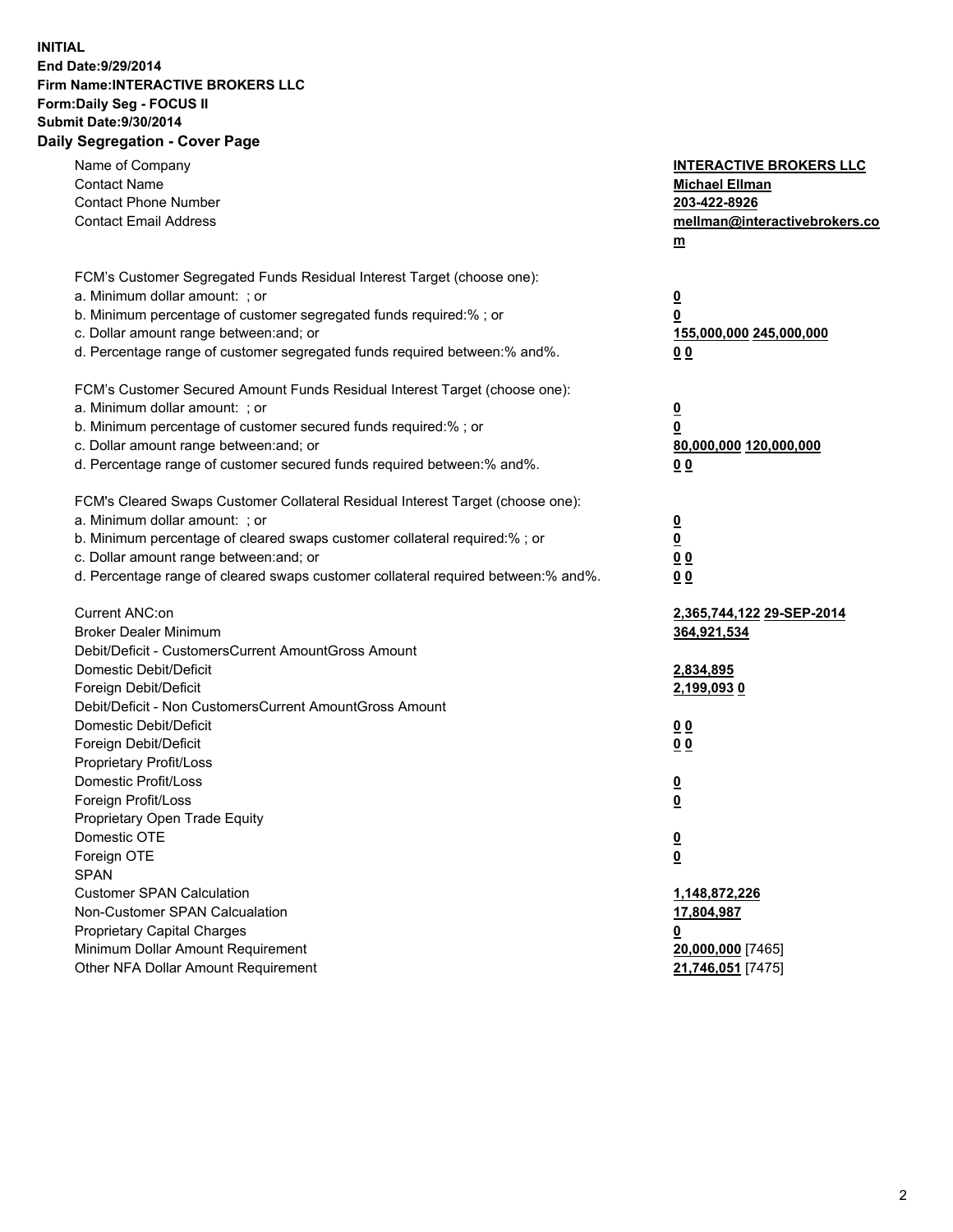**INITIAL**
**End Date:9/29/2014**
**Firm Name:INTERACTIVE BROKERS LLC**
**Form:Daily Seg - FOCUS II**
**Submit Date:9/30/2014**

## Daily Segregation - Cover Page

| | |
|---|---|
| Name of Company | **INTERACTIVE BROKERS LLC** |
| Contact Name | **Michael Ellman** |
| Contact Phone Number | **203-422-8926** |
| Contact Email Address | **mellman@interactivebrokers.com** |
| | |
| FCM's Customer Segregated Funds Residual Interest Target (choose one): | |
| a. Minimum dollar amount: ; or | **0** |
| b. Minimum percentage of customer segregated funds required:% ; or | **0** |
| c. Dollar amount range between:and; or | **155,000,000 245,000,000** |
| d. Percentage range of customer segregated funds required between:% and%. | **0 0** |
| | |
| FCM's Customer Secured Amount Funds Residual Interest Target (choose one): | |
| a. Minimum dollar amount: ; or | **0** |
| b. Minimum percentage of customer secured funds required:% ; or | **0** |
| c. Dollar amount range between:and; or | **80,000,000 120,000,000** |
| d. Percentage range of customer secured funds required between:% and%. | **0 0** |
| | |
| FCM's Cleared Swaps Customer Collateral Residual Interest Target (choose one): | |
| a. Minimum dollar amount: ; or | **0** |
| b. Minimum percentage of cleared swaps customer collateral required:% ; or | **0** |
| c. Dollar amount range between:and; or | **0 0** |
| d. Percentage range of cleared swaps customer collateral required between:% and%. | **0 0** |
| | |
| Current ANC:on | **2,365,744,122 29-SEP-2014** |
| Broker Dealer Minimum | **364,921,534** |
| Debit/Deficit - CustomersCurrent AmountGross Amount | |
| Domestic Debit/Deficit | **2,834,895** |
| Foreign Debit/Deficit | **2,199,093 0** |
| Debit/Deficit - Non CustomersCurrent AmountGross Amount | |
| Domestic Debit/Deficit | **0 0** |
| Foreign Debit/Deficit | **0 0** |
| Proprietary Profit/Loss | |
| Domestic Profit/Loss | **0** |
| Foreign Profit/Loss | **0** |
| Proprietary Open Trade Equity | |
| Domestic OTE | **0** |
| Foreign OTE | **0** |
| SPAN | |
| Customer SPAN Calculation | **1,148,872,226** |
| Non-Customer SPAN Calcualation | **17,804,987** |
| Proprietary Capital Charges | **0** |
| Minimum Dollar Amount Requirement | **20,000,000** [7465] |
| Other NFA Dollar Amount Requirement | **21,746,051** [7475] |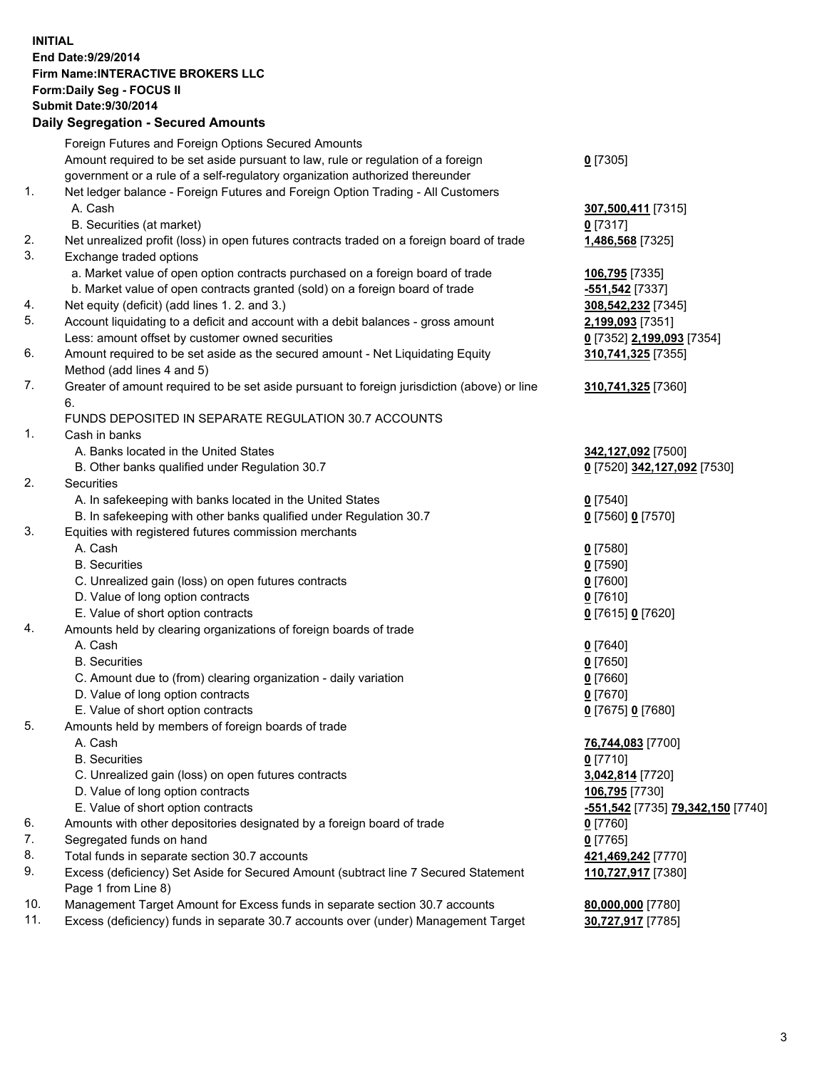**INITIAL**
**End Date:9/29/2014**
**Firm Name:INTERACTIVE BROKERS LLC**
**Form:Daily Seg - FOCUS II**
**Submit Date:9/30/2014**

## Daily Segregation - Secured Amounts

| | | |
|---|---|---|
| | Foreign Futures and Foreign Options Secured Amounts | |
| | Amount required to be set aside pursuant to law, rule or regulation of a foreign government or a rule of a self-regulatory organization authorized thereunder | **0** [7305] |
| 1. | Net ledger balance - Foreign Futures and Foreign Option Trading - All Customers | |
| | A. Cash | **307,500,411** [7315] |
| | B. Securities (at market) | **0** [7317] |
| 2. | Net unrealized profit (loss) in open futures contracts traded on a foreign board of trade | **1,486,568** [7325] |
| 3. | Exchange traded options | |
| | a. Market value of open option contracts purchased on a foreign board of trade | **106,795** [7335] |
| | b. Market value of open contracts granted (sold) on a foreign board of trade | **-551,542** [7337] |
| 4. | Net equity (deficit) (add lines 1. 2. and 3.) | **308,542,232** [7345] |
| 5. | Account liquidating to a deficit and account with a debit balances - gross amount | **2,199,093** [7351] |
| | Less: amount offset by customer owned securities | **0** [7352] **2,199,093** [7354] |
| 6. | Amount required to be set aside as the secured amount - Net Liquidating Equity Method (add lines 4 and 5) | **310,741,325** [7355] |
| 7. | Greater of amount required to be set aside pursuant to foreign jurisdiction (above) or line 6. | **310,741,325** [7360] |
| | FUNDS DEPOSITED IN SEPARATE REGULATION 30.7 ACCOUNTS | |
| 1. | Cash in banks | |
| | A. Banks located in the United States | **342,127,092** [7500] |
| | B. Other banks qualified under Regulation 30.7 | **0** [7520] **342,127,092** [7530] |
| 2. | Securities | |
| | A. In safekeeping with banks located in the United States | **0** [7540] |
| | B. In safekeeping with other banks qualified under Regulation 30.7 | **0** [7560] **0** [7570] |
| 3. | Equities with registered futures commission merchants | |
| | A. Cash | **0** [7580] |
| | B. Securities | **0** [7590] |
| | C. Unrealized gain (loss) on open futures contracts | **0** [7600] |
| | D. Value of long option contracts | **0** [7610] |
| | E. Value of short option contracts | **0** [7615] **0** [7620] |
| 4. | Amounts held by clearing organizations of foreign boards of trade | |
| | A. Cash | **0** [7640] |
| | B. Securities | **0** [7650] |
| | C. Amount due to (from) clearing organization - daily variation | **0** [7660] |
| | D. Value of long option contracts | **0** [7670] |
| | E. Value of short option contracts | **0** [7675] **0** [7680] |
| 5. | Amounts held by members of foreign boards of trade | |
| | A. Cash | **76,744,083** [7700] |
| | B. Securities | **0** [7710] |
| | C. Unrealized gain (loss) on open futures contracts | **3,042,814** [7720] |
| | D. Value of long option contracts | **106,795** [7730] |
| | E. Value of short option contracts | **-551,542** [7735] **79,342,150** [7740] |
| 6. | Amounts with other depositories designated by a foreign board of trade | **0** [7760] |
| 7. | Segregated funds on hand | **0** [7765] |
| 8. | Total funds in separate section 30.7 accounts | **421,469,242** [7770] |
| 9. | Excess (deficiency) Set Aside for Secured Amount (subtract line 7 Secured Statement Page 1 from Line 8) | **110,727,917** [7380] |
| 10. | Management Target Amount for Excess funds in separate section 30.7 accounts | **80,000,000** [7780] |
| 11. | Excess (deficiency) funds in separate 30.7 accounts over (under) Management Target | **30,727,917** [7785] |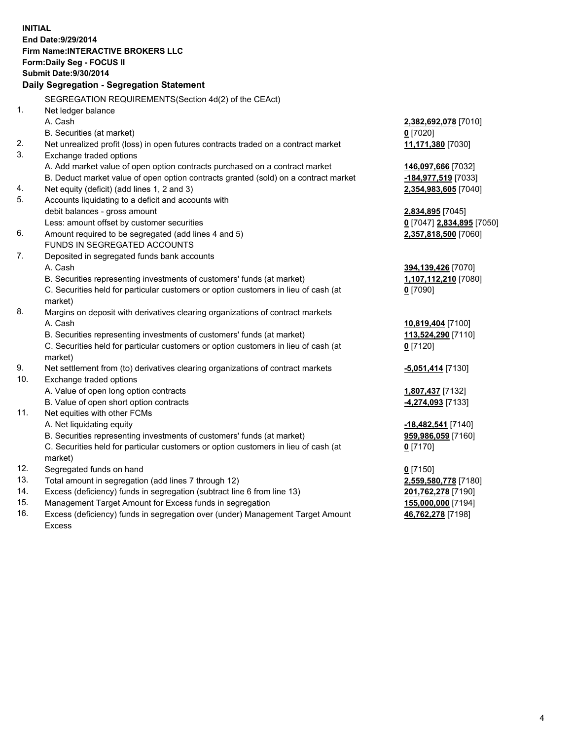**INITIAL**
**End Date:9/29/2014**
**Firm Name:INTERACTIVE BROKERS LLC**
**Form:Daily Seg - FOCUS II**
**Submit Date:9/30/2014**

### Daily Segregation - Segregation Statement

SEGREGATION REQUIREMENTS(Section 4d(2) of the CEAct)

| | | |
|---|---|---|
| 1. | Net ledger balance | |
| | A. Cash | **2,382,692,078** [7010] |
| | B. Securities (at market) | **0** [7020] |
| 2. | Net unrealized profit (loss) in open futures contracts traded on a contract market | **11,171,380** [7030] |
| 3. | Exchange traded options | |
| | A. Add market value of open option contracts purchased on a contract market | **146,097,666** [7032] |
| | B. Deduct market value of open option contracts granted (sold) on a contract market | **-184,977,519** [7033] |
| 4. | Net equity (deficit) (add lines 1, 2 and 3) | **2,354,983,605** [7040] |
| 5. | Accounts liquidating to a deficit and accounts with debit balances - gross amount | **2,834,895** [7045] |
| | Less: amount offset by customer securities | **0** [7047] **2,834,895** [7050] |
| 6. | Amount required to be segregated (add lines 4 and 5) | **2,357,818,500** [7060] |
| | FUNDS IN SEGREGATED ACCOUNTS | |
| 7. | Deposited in segregated funds bank accounts | |
| | A. Cash | **394,139,426** [7070] |
| | B. Securities representing investments of customers' funds (at market) | **1,107,112,210** [7080] |
| | C. Securities held for particular customers or option customers in lieu of cash (at market) | **0** [7090] |
| 8. | Margins on deposit with derivatives clearing organizations of contract markets | |
| | A. Cash | **10,819,404** [7100] |
| | B. Securities representing investments of customers' funds (at market) | **113,524,290** [7110] |
| | C. Securities held for particular customers or option customers in lieu of cash (at market) | **0** [7120] |
| 9. | Net settlement from (to) derivatives clearing organizations of contract markets | **-5,051,414** [7130] |
| 10. | Exchange traded options | |
| | A. Value of open long option contracts | **1,807,437** [7132] |
| | B. Value of open short option contracts | **-4,274,093** [7133] |
| 11. | Net equities with other FCMs | |
| | A. Net liquidating equity | **-18,482,541** [7140] |
| | B. Securities representing investments of customers' funds (at market) | **959,986,059** [7160] |
| | C. Securities held for particular customers or option customers in lieu of cash (at market) | **0** [7170] |
| 12. | Segregated funds on hand | **0** [7150] |
| 13. | Total amount in segregation (add lines 7 through 12) | **2,559,580,778** [7180] |
| 14. | Excess (deficiency) funds in segregation (subtract line 6 from line 13) | **201,762,278** [7190] |
| 15. | Management Target Amount for Excess funds in segregation | **155,000,000** [7194] |
| 16. | Excess (deficiency) funds in segregation over (under) Management Target Amount Excess | **46,762,278** [7198] |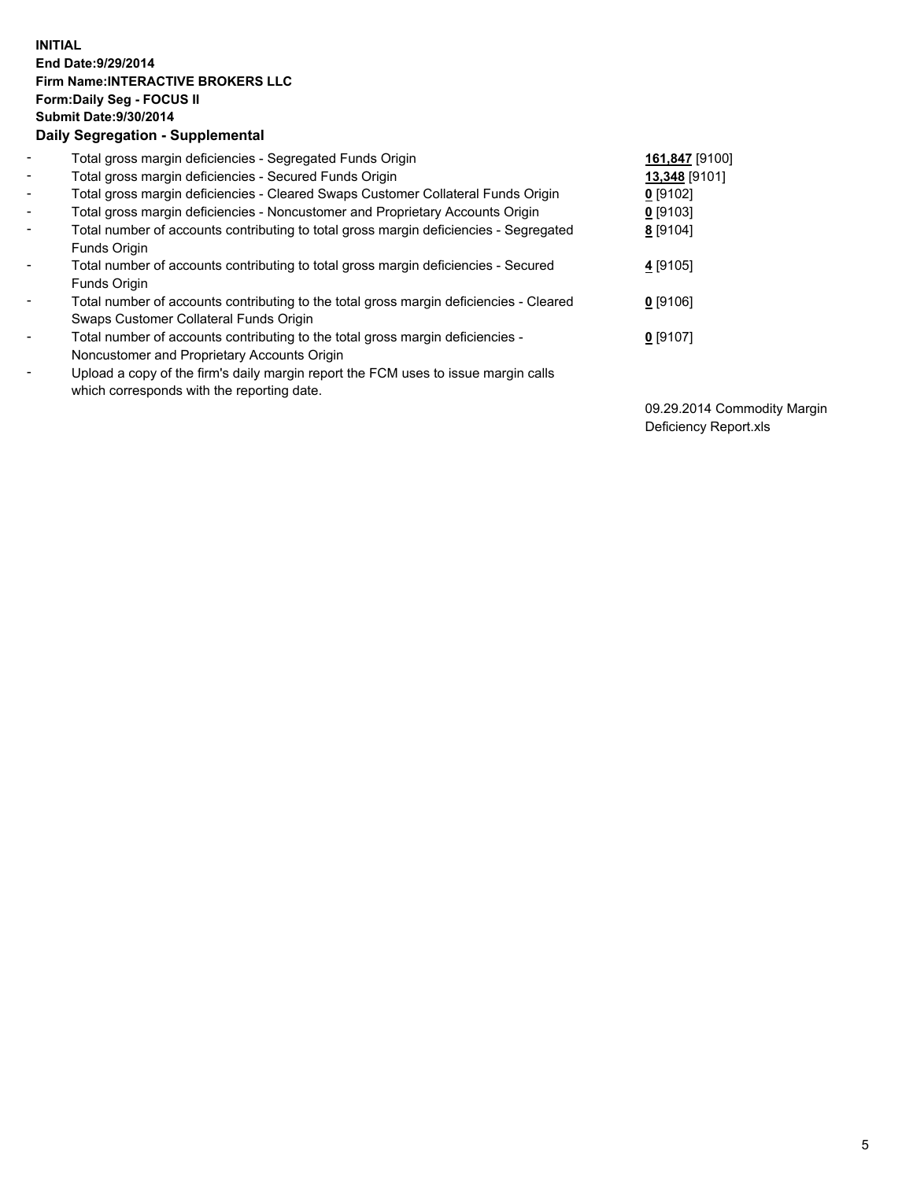**INITIAL**
**End Date:9/29/2014**
**Firm Name:INTERACTIVE BROKERS LLC**
**Form:Daily Seg - FOCUS II**
**Submit Date:9/30/2014**
**Daily Segregation - Supplemental**

| | | |
|---|---|---|
| - | Total gross margin deficiencies - Segregated Funds Origin | **161,847** [9100] |
| - | Total gross margin deficiencies - Secured Funds Origin | **13,348** [9101] |
| - | Total gross margin deficiencies - Cleared Swaps Customer Collateral Funds Origin | **0** [9102] |
| - | Total gross margin deficiencies - Noncustomer and Proprietary Accounts Origin | **0** [9103] |
| - | Total number of accounts contributing to total gross margin deficiencies - Segregated Funds Origin | **8** [9104] |
| - | Total number of accounts contributing to total gross margin deficiencies - Secured Funds Origin | **4** [9105] |
| - | Total number of accounts contributing to the total gross margin deficiencies - Cleared Swaps Customer Collateral Funds Origin | **0** [9106] |
| - | Total number of accounts contributing to the total gross margin deficiencies - Noncustomer and Proprietary Accounts Origin | **0** [9107] |
| - | Upload a copy of the firm's daily margin report the FCM uses to issue margin calls which corresponds with the reporting date. | 09.29.2014 Commodity Margin Deficiency Report.xls |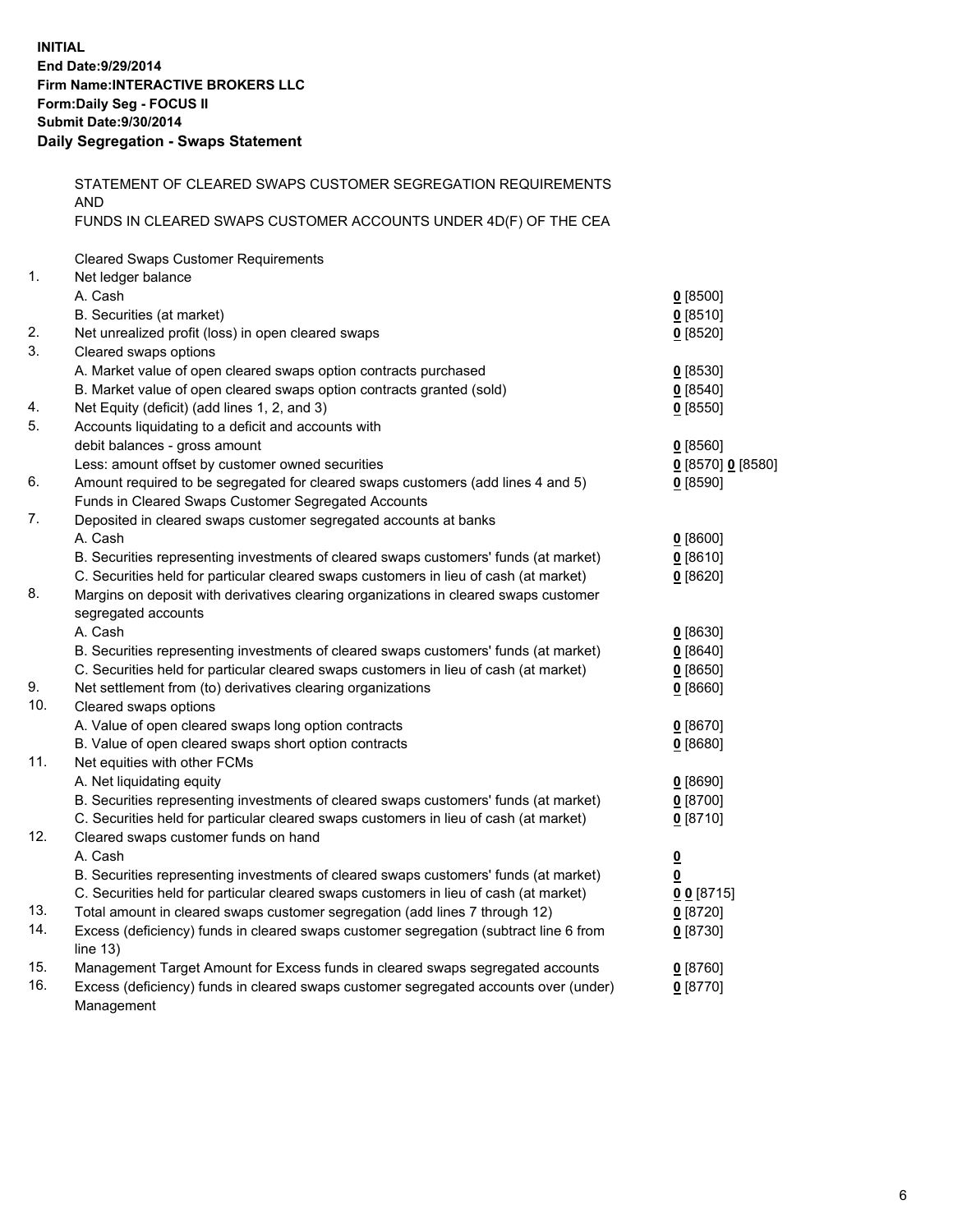**INITIAL**
**End Date:9/29/2014**
**Firm Name:INTERACTIVE BROKERS LLC**
**Form:Daily Seg - FOCUS II**
**Submit Date:9/30/2014**
**Daily Segregation - Swaps Statement**

STATEMENT OF CLEARED SWAPS CUSTOMER SEGREGATION REQUIREMENTS AND FUNDS IN CLEARED SWAPS CUSTOMER ACCOUNTS UNDER 4D(F) OF THE CEA

| | | |
|---|---|---|
| | Cleared Swaps Customer Requirements | |
| 1. | Net ledger balance | |
| | A. Cash | 0 [8500] |
| | B. Securities (at market) | 0 [8510] |
| 2. | Net unrealized profit (loss) in open cleared swaps | 0 [8520] |
| 3. | Cleared swaps options | |
| | A. Market value of open cleared swaps option contracts purchased | 0 [8530] |
| | B. Market value of open cleared swaps option contracts granted (sold) | 0 [8540] |
| 4. | Net Equity (deficit) (add lines 1, 2, and 3) | 0 [8550] |
| 5. | Accounts liquidating to a deficit and accounts with debit balances - gross amount | 0 [8560] |
| | Less: amount offset by customer owned securities | 0 [8570] 0 [8580] |
| 6. | Amount required to be segregated for cleared swaps customers (add lines 4 and 5) | 0 [8590] |
| | Funds in Cleared Swaps Customer Segregated Accounts | |
| 7. | Deposited in cleared swaps customer segregated accounts at banks | |
| | A. Cash | 0 [8600] |
| | B. Securities representing investments of cleared swaps customers' funds (at market) | 0 [8610] |
| | C. Securities held for particular cleared swaps customers in lieu of cash (at market) | 0 [8620] |
| 8. | Margins on deposit with derivatives clearing organizations in cleared swaps customer segregated accounts | |
| | A. Cash | 0 [8630] |
| | B. Securities representing investments of cleared swaps customers' funds (at market) | 0 [8640] |
| | C. Securities held for particular cleared swaps customers in lieu of cash (at market) | 0 [8650] |
| 9. | Net settlement from (to) derivatives clearing organizations | 0 [8660] |
| 10. | Cleared swaps options | |
| | A. Value of open cleared swaps long option contracts | 0 [8670] |
| | B. Value of open cleared swaps short option contracts | 0 [8680] |
| 11. | Net equities with other FCMs | |
| | A. Net liquidating equity | 0 [8690] |
| | B. Securities representing investments of cleared swaps customers' funds (at market) | 0 [8700] |
| | C. Securities held for particular cleared swaps customers in lieu of cash (at market) | 0 [8710] |
| 12. | Cleared swaps customer funds on hand | |
| | A. Cash | 0 |
| | B. Securities representing investments of cleared swaps customers' funds (at market) | 0 |
| | C. Securities held for particular cleared swaps customers in lieu of cash (at market) | 0 0 [8715] |
| 13. | Total amount in cleared swaps customer segregation (add lines 7 through 12) | 0 [8720] |
| 14. | Excess (deficiency) funds in cleared swaps customer segregation (subtract line 6 from line 13) | 0 [8730] |
| 15. | Management Target Amount for Excess funds in cleared swaps segregated accounts | 0 [8760] |
| 16. | Excess (deficiency) funds in cleared swaps customer segregated accounts over (under) Management | 0 [8770] |